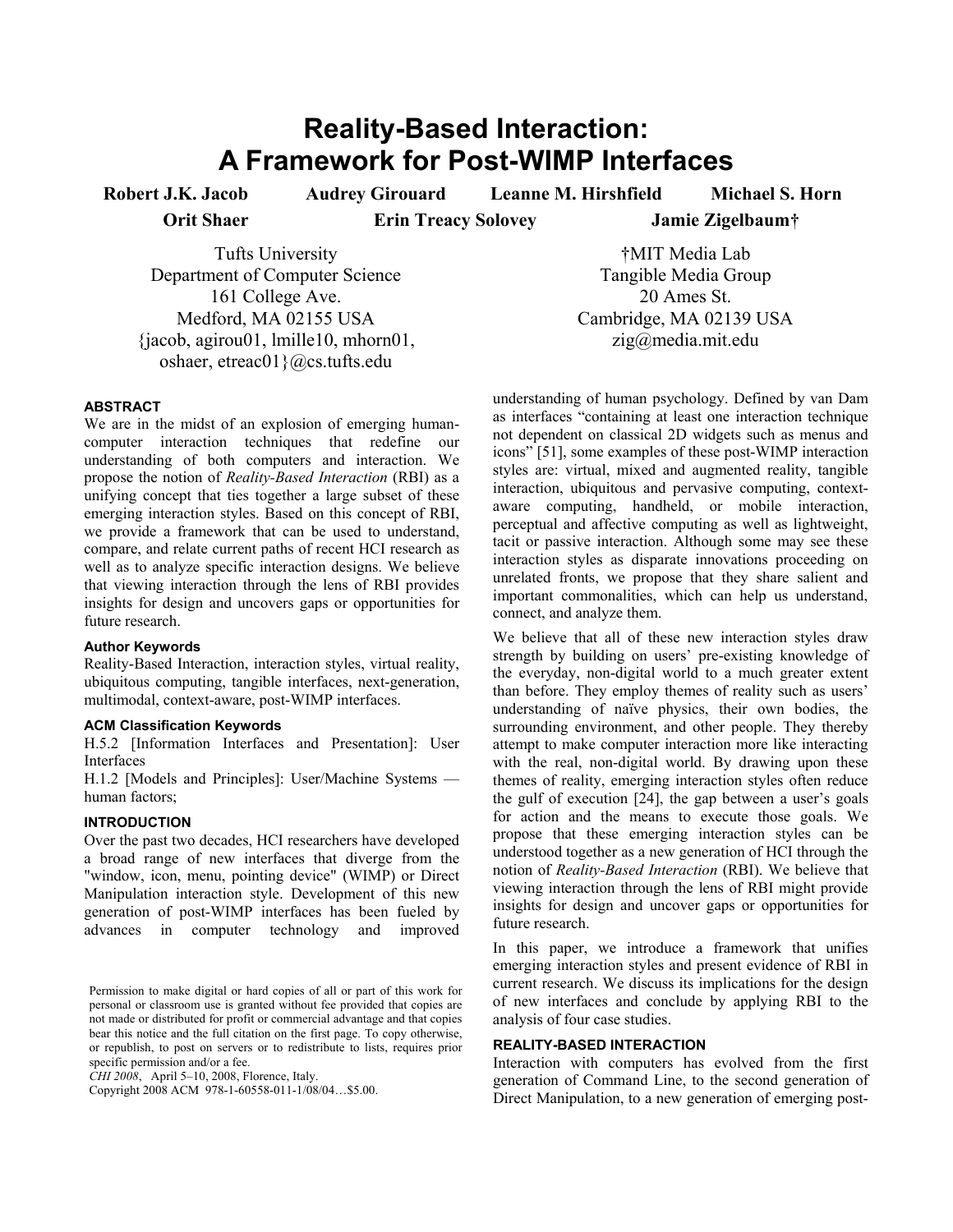# Reality-Based Interaction: A Framework for Post-WIMP Interfaces

**Robert J.K. Jacob** **Audrey Girouard** **Leanne M. Hirshfield** **Michael S. Horn**
**Orit Shaer** **Erin Treacy Solovey** **Jamie Zigelbaum†**

Tufts University
Department of Computer Science
161 College Ave.
Medford, MA 02155 USA
{jacob, agirou01, lmille10, mhorn01, oshaer, etreac01}@cs.tufts.edu

†MIT Media Lab
Tangible Media Group
20 Ames St.
Cambridge, MA 02139 USA
zig@media.mit.edu

### ABSTRACT

We are in the midst of an explosion of emerging human-computer interaction techniques that redefine our understanding of both computers and interaction. We propose the notion of *Reality-Based Interaction* (RBI) as a unifying concept that ties together a large subset of these emerging interaction styles. Based on this concept of RBI, we provide a framework that can be used to understand, compare, and relate current paths of recent HCI research as well as to analyze specific interaction designs. We believe that viewing interaction through the lens of RBI provides insights for design and uncovers gaps or opportunities for future research.

#### Author Keywords

Reality-Based Interaction, interaction styles, virtual reality, ubiquitous computing, tangible interfaces, next-generation, multimodal, context-aware, post-WIMP interfaces.

#### ACM Classification Keywords

H.5.2 [Information Interfaces and Presentation]: User Interfaces

H.1.2 [Models and Principles]: User/Machine Systems — human factors;

### INTRODUCTION

Over the past two decades, HCI researchers have developed a broad range of new interfaces that diverge from the "window, icon, menu, pointing device" (WIMP) or Direct Manipulation interaction style. Development of this new generation of post-WIMP interfaces has been fueled by advances in computer technology and improved understanding of human psychology. Defined by van Dam as interfaces "containing at least one interaction technique not dependent on classical 2D widgets such as menus and icons" [51], some examples of these post-WIMP interaction styles are: virtual, mixed and augmented reality, tangible interaction, ubiquitous and pervasive computing, context-aware computing, handheld, or mobile interaction, perceptual and affective computing as well as lightweight, tacit or passive interaction. Although some may see these interaction styles as disparate innovations proceeding on unrelated fronts, we propose that they share salient and important commonalities, which can help us understand, connect, and analyze them.

We believe that all of these new interaction styles draw strength by building on users' pre-existing knowledge of the everyday, non-digital world to a much greater extent than before. They employ themes of reality such as users' understanding of naïve physics, their own bodies, the surrounding environment, and other people. They thereby attempt to make computer interaction more like interacting with the real, non-digital world. By drawing upon these themes of reality, emerging interaction styles often reduce the gulf of execution [24], the gap between a user's goals for action and the means to execute those goals. We propose that these emerging interaction styles can be understood together as a new generation of HCI through the notion of *Reality-Based Interaction* (RBI). We believe that viewing interaction through the lens of RBI might provide insights for design and uncover gaps or opportunities for future research.

In this paper, we introduce a framework that unifies emerging interaction styles and present evidence of RBI in current research. We discuss its implications for the design of new interfaces and conclude by applying RBI to the analysis of four case studies.

### REALITY-BASED INTERACTION

Interaction with computers has evolved from the first generation of Command Line, to the second generation of Direct Manipulation, to a new generation of emerging post-

Permission to make digital or hard copies of all or part of this work for personal or classroom use is granted without fee provided that copies are not made or distributed for profit or commercial advantage and that copies bear this notice and the full citation on the first page. To copy otherwise, or republish, to post on servers or to redistribute to lists, requires prior specific permission and/or a fee.

*CHI 2008*, April 5–10, 2008, Florence, Italy.

Copyright 2008 ACM 978-1-60558-011-1/08/04…$5.00.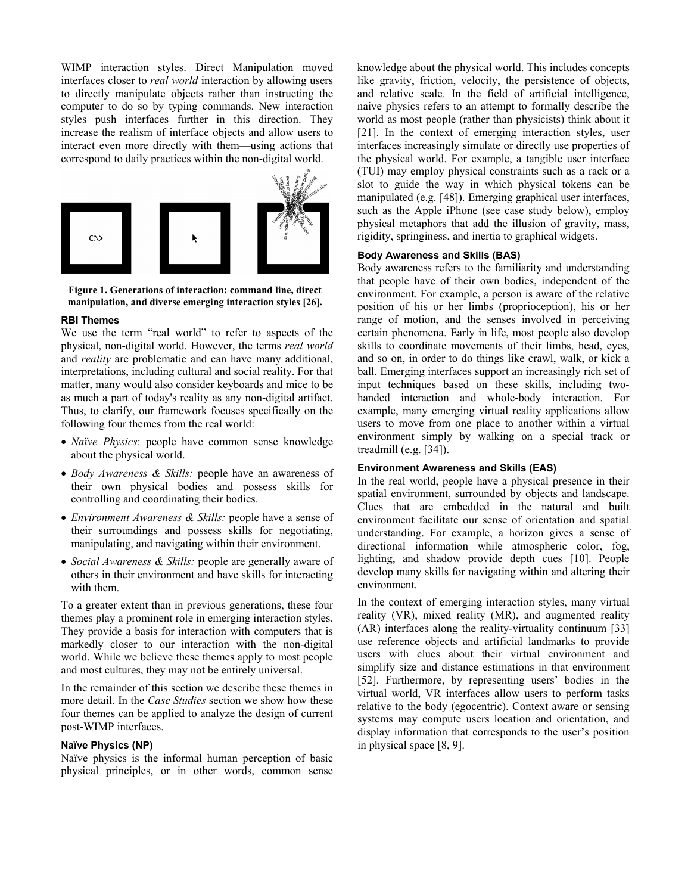WIMP interaction styles. Direct Manipulation moved interfaces closer to *real world* interaction by allowing users to directly manipulate objects rather than instructing the computer to do so by typing commands. New interaction styles push interfaces further in this direction. They increase the realism of interface objects and allow users to interact even more directly with them—using actions that correspond to daily practices within the non-digital world.

**Figure 1. Generations of interaction: command line, direct manipulation, and diverse emerging interaction styles [26].**

### RBI Themes

We use the term "real world" to refer to aspects of the physical, non-digital world. However, the terms *real world* and *reality* are problematic and can have many additional, interpretations, including cultural and social reality. For that matter, many would also consider keyboards and mice to be as much a part of today's reality as any non-digital artifact. Thus, to clarify, our framework focuses specifically on the following four themes from the real world:

- *Naïve Physics*: people have common sense knowledge about the physical world.
- *Body Awareness & Skills:* people have an awareness of their own physical bodies and possess skills for controlling and coordinating their bodies.
- *Environment Awareness & Skills:* people have a sense of their surroundings and possess skills for negotiating, manipulating, and navigating within their environment.
- *Social Awareness & Skills:* people are generally aware of others in their environment and have skills for interacting with them.

To a greater extent than in previous generations, these four themes play a prominent role in emerging interaction styles. They provide a basis for interaction with computers that is markedly closer to our interaction with the non-digital world. While we believe these themes apply to most people and most cultures, they may not be entirely universal.

In the remainder of this section we describe these themes in more detail. In the *Case Studies* section we show how these four themes can be applied to analyze the design of current post-WIMP interfaces.

### Naïve Physics (NP)

Naïve physics is the informal human perception of basic physical principles, or in other words, common sense knowledge about the physical world. This includes concepts like gravity, friction, velocity, the persistence of objects, and relative scale. In the field of artificial intelligence, naive physics refers to an attempt to formally describe the world as most people (rather than physicists) think about it [21]. In the context of emerging interaction styles, user interfaces increasingly simulate or directly use properties of the physical world. For example, a tangible user interface (TUI) may employ physical constraints such as a rack or a slot to guide the way in which physical tokens can be manipulated (e.g. [48]). Emerging graphical user interfaces, such as the Apple iPhone (see case study below), employ physical metaphors that add the illusion of gravity, mass, rigidity, springiness, and inertia to graphical widgets.

### Body Awareness and Skills (BAS)

Body awareness refers to the familiarity and understanding that people have of their own bodies, independent of the environment. For example, a person is aware of the relative position of his or her limbs (proprioception), his or her range of motion, and the senses involved in perceiving certain phenomena. Early in life, most people also develop skills to coordinate movements of their limbs, head, eyes, and so on, in order to do things like crawl, walk, or kick a ball. Emerging interfaces support an increasingly rich set of input techniques based on these skills, including two-handed interaction and whole-body interaction. For example, many emerging virtual reality applications allow users to move from one place to another within a virtual environment simply by walking on a special track or treadmill (e.g. [34]).

### Environment Awareness and Skills (EAS)

In the real world, people have a physical presence in their spatial environment, surrounded by objects and landscape. Clues that are embedded in the natural and built environment facilitate our sense of orientation and spatial understanding. For example, a horizon gives a sense of directional information while atmospheric color, fog, lighting, and shadow provide depth cues [10]. People develop many skills for navigating within and altering their environment.

In the context of emerging interaction styles, many virtual reality (VR), mixed reality (MR), and augmented reality (AR) interfaces along the reality-virtuality continuum [33] use reference objects and artificial landmarks to provide users with clues about their virtual environment and simplify size and distance estimations in that environment [52]. Furthermore, by representing users' bodies in the virtual world, VR interfaces allow users to perform tasks relative to the body (egocentric). Context aware or sensing systems may compute users location and orientation, and display information that corresponds to the user's position in physical space [8, 9].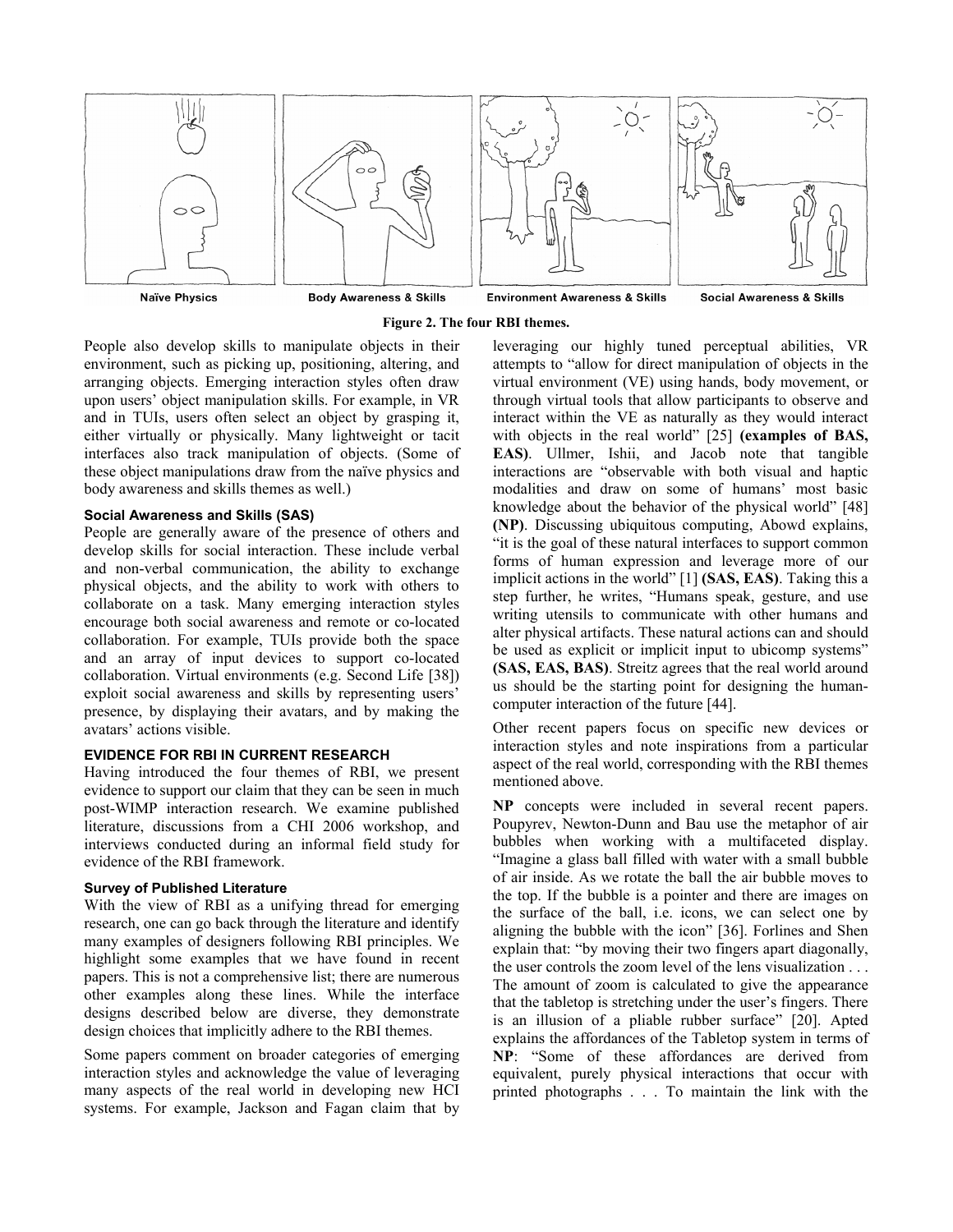Naïve Physics | Body Awareness & Skills | Environment Awareness & Skills | Social Awareness & Skills

**Figure 2. The four RBI themes.**

People also develop skills to manipulate objects in their environment, such as picking up, positioning, altering, and arranging objects. Emerging interaction styles often draw upon users' object manipulation skills. For example, in VR and in TUIs, users often select an object by grasping it, either virtually or physically. Many lightweight or tacit interfaces also track manipulation of objects. (Some of these object manipulations draw from the naïve physics and body awareness and skills themes as well.)

#### Social Awareness and Skills (SAS)

People are generally aware of the presence of others and develop skills for social interaction. These include verbal and non-verbal communication, the ability to exchange physical objects, and the ability to work with others to collaborate on a task. Many emerging interaction styles encourage both social awareness and remote or co-located collaboration. For example, TUIs provide both the space and an array of input devices to support co-located collaboration. Virtual environments (e.g. Second Life [38]) exploit social awareness and skills by representing users' presence, by displaying their avatars, and by making the avatars' actions visible.

## EVIDENCE FOR RBI IN CURRENT RESEARCH

Having introduced the four themes of RBI, we present evidence to support our claim that they can be seen in much post-WIMP interaction research. We examine published literature, discussions from a CHI 2006 workshop, and interviews conducted during an informal field study for evidence of the RBI framework.

### Survey of Published Literature

With the view of RBI as a unifying thread for emerging research, one can go back through the literature and identify many examples of designers following RBI principles. We highlight some examples that we have found in recent papers. This is not a comprehensive list; there are numerous other examples along these lines. While the interface designs described below are diverse, they demonstrate design choices that implicitly adhere to the RBI themes.

Some papers comment on broader categories of emerging interaction styles and acknowledge the value of leveraging many aspects of the real world in developing new HCI systems. For example, Jackson and Fagan claim that by leveraging our highly tuned perceptual abilities, VR attempts to "allow for direct manipulation of objects in the virtual environment (VE) using hands, body movement, or through virtual tools that allow participants to observe and interact within the VE as naturally as they would interact with objects in the real world" [25] **(examples of BAS, EAS)**. Ullmer, Ishii, and Jacob note that tangible interactions are "observable with both visual and haptic modalities and draw on some of humans' most basic knowledge about the behavior of the physical world" [48] **(NP)**. Discussing ubiquitous computing, Abowd explains, "it is the goal of these natural interfaces to support common forms of human expression and leverage more of our implicit actions in the world" [1] **(SAS, EAS)**. Taking this a step further, he writes, "Humans speak, gesture, and use writing utensils to communicate with other humans and alter physical artifacts. These natural actions can and should be used as explicit or implicit input to ubicomp systems" **(SAS, EAS, BAS)**. Streitz agrees that the real world around us should be the starting point for designing the human-computer interaction of the future [44].

Other recent papers focus on specific new devices or interaction styles and note inspirations from a particular aspect of the real world, corresponding with the RBI themes mentioned above.

**NP** concepts were included in several recent papers. Poupyrev, Newton-Dunn and Bau use the metaphor of air bubbles when working with a multifaceted display. "Imagine a glass ball filled with water with a small bubble of air inside. As we rotate the ball the air bubble moves to the top. If the bubble is a pointer and there are images on the surface of the ball, i.e. icons, we can select one by aligning the bubble with the icon" [36]. Forlines and Shen explain that: "by moving their two fingers apart diagonally, the user controls the zoom level of the lens visualization . . . The amount of zoom is calculated to give the appearance that the tabletop is stretching under the user's fingers. There is an illusion of a pliable rubber surface" [20]. Apted explains the affordances of the Tabletop system in terms of **NP**: "Some of these affordances are derived from equivalent, purely physical interactions that occur with printed photographs . . . To maintain the link with the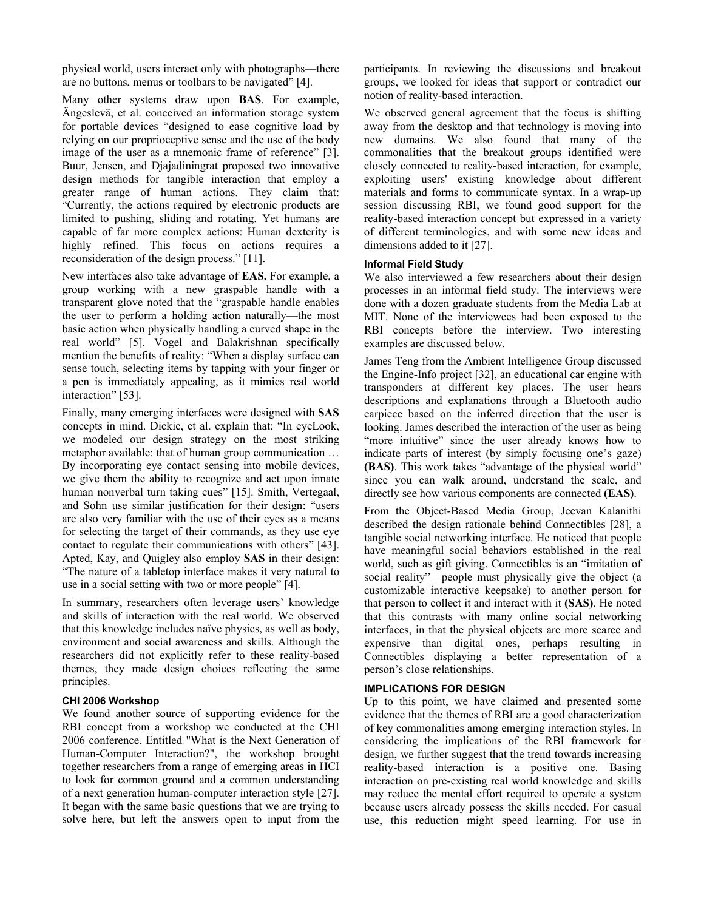physical world, users interact only with photographs—there are no buttons, menus or toolbars to be navigated" [4].

Many other systems draw upon **BAS**. For example, Ängeslevä, et al. conceived an information storage system for portable devices "designed to ease cognitive load by relying on our proprioceptive sense and the use of the body image of the user as a mnemonic frame of reference" [3]. Buur, Jensen, and Djajadiningrat proposed two innovative design methods for tangible interaction that employ a greater range of human actions. They claim that: "Currently, the actions required by electronic products are limited to pushing, sliding and rotating. Yet humans are capable of far more complex actions: Human dexterity is highly refined. This focus on actions requires a reconsideration of the design process." [11].

New interfaces also take advantage of **EAS.** For example, a group working with a new graspable handle with a transparent glove noted that the "graspable handle enables the user to perform a holding action naturally—the most basic action when physically handling a curved shape in the real world" [5]. Vogel and Balakrishnan specifically mention the benefits of reality: "When a display surface can sense touch, selecting items by tapping with your finger or a pen is immediately appealing, as it mimics real world interaction" [53].

Finally, many emerging interfaces were designed with **SAS** concepts in mind. Dickie, et al. explain that: "In eyeLook, we modeled our design strategy on the most striking metaphor available: that of human group communication … By incorporating eye contact sensing into mobile devices, we give them the ability to recognize and act upon innate human nonverbal turn taking cues" [15]. Smith, Vertegaal, and Sohn use similar justification for their design: "users are also very familiar with the use of their eyes as a means for selecting the target of their commands, as they use eye contact to regulate their communications with others" [43]. Apted, Kay, and Quigley also employ **SAS** in their design: "The nature of a tabletop interface makes it very natural to use in a social setting with two or more people" [4].

In summary, researchers often leverage users' knowledge and skills of interaction with the real world. We observed that this knowledge includes naïve physics, as well as body, environment and social awareness and skills. Although the researchers did not explicitly refer to these reality-based themes, they made design choices reflecting the same principles.

### CHI 2006 Workshop

We found another source of supporting evidence for the RBI concept from a workshop we conducted at the CHI 2006 conference. Entitled "What is the Next Generation of Human-Computer Interaction?", the workshop brought together researchers from a range of emerging areas in HCI to look for common ground and a common understanding of a next generation human-computer interaction style [27]. It began with the same basic questions that we are trying to solve here, but left the answers open to input from the participants. In reviewing the discussions and breakout groups, we looked for ideas that support or contradict our notion of reality-based interaction.

We observed general agreement that the focus is shifting away from the desktop and that technology is moving into new domains. We also found that many of the commonalities that the breakout groups identified were closely connected to reality-based interaction, for example, exploiting users' existing knowledge about different materials and forms to communicate syntax. In a wrap-up session discussing RBI, we found good support for the reality-based interaction concept but expressed in a variety of different terminologies, and with some new ideas and dimensions added to it [27].

### Informal Field Study

We also interviewed a few researchers about their design processes in an informal field study. The interviews were done with a dozen graduate students from the Media Lab at MIT. None of the interviewees had been exposed to the RBI concepts before the interview. Two interesting examples are discussed below.

James Teng from the Ambient Intelligence Group discussed the Engine-Info project [32], an educational car engine with transponders at different key places. The user hears descriptions and explanations through a Bluetooth audio earpiece based on the inferred direction that the user is looking. James described the interaction of the user as being "more intuitive" since the user already knows how to indicate parts of interest (by simply focusing one's gaze) **(BAS)**. This work takes "advantage of the physical world" since you can walk around, understand the scale, and directly see how various components are connected **(EAS)**.

From the Object-Based Media Group, Jeevan Kalanithi described the design rationale behind Connectibles [28], a tangible social networking interface. He noticed that people have meaningful social behaviors established in the real world, such as gift giving. Connectibles is an "imitation of social reality"—people must physically give the object (a customizable interactive keepsake) to another person for that person to collect it and interact with it **(SAS)**. He noted that this contrasts with many online social networking interfaces, in that the physical objects are more scarce and expensive than digital ones, perhaps resulting in Connectibles displaying a better representation of a person's close relationships.

## IMPLICATIONS FOR DESIGN

Up to this point, we have claimed and presented some evidence that the themes of RBI are a good characterization of key commonalities among emerging interaction styles. In considering the implications of the RBI framework for design, we further suggest that the trend towards increasing reality-based interaction is a positive one. Basing interaction on pre-existing real world knowledge and skills may reduce the mental effort required to operate a system because users already possess the skills needed. For casual use, this reduction might speed learning. For use in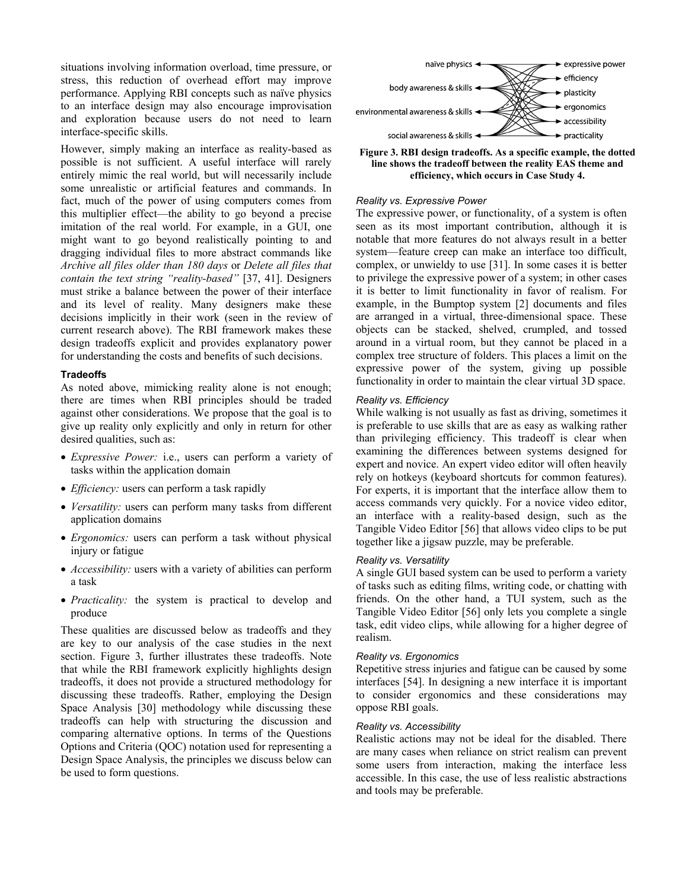situations involving information overload, time pressure, or stress, this reduction of overhead effort may improve performance. Applying RBI concepts such as naïve physics to an interface design may also encourage improvisation and exploration because users do not need to learn interface-specific skills.

However, simply making an interface as reality-based as possible is not sufficient. A useful interface will rarely entirely mimic the real world, but will necessarily include some unrealistic or artificial features and commands. In fact, much of the power of using computers comes from this multiplier effect—the ability to go beyond a precise imitation of the real world. For example, in a GUI, one might want to go beyond realistically pointing to and dragging individual files to more abstract commands like *Archive all files older than 180 days* or *Delete all files that contain the text string "reality-based"* [37, 41]. Designers must strike a balance between the power of their interface and its level of reality. Many designers make these decisions implicitly in their work (seen in the review of current research above). The RBI framework makes these design tradeoffs explicit and provides explanatory power for understanding the costs and benefits of such decisions.

### Tradeoffs

As noted above, mimicking reality alone is not enough; there are times when RBI principles should be traded against other considerations. We propose that the goal is to give up reality only explicitly and only in return for other desired qualities, such as:

- *Expressive Power:* i.e., users can perform a variety of tasks within the application domain
- *Efficiency:* users can perform a task rapidly
- *Versatility:* users can perform many tasks from different application domains
- *Ergonomics:* users can perform a task without physical injury or fatigue
- *Accessibility:* users with a variety of abilities can perform a task
- *Practicality:* the system is practical to develop and produce

These qualities are discussed below as tradeoffs and they are key to our analysis of the case studies in the next section. Figure 3, further illustrates these tradeoffs. Note that while the RBI framework explicitly highlights design tradeoffs, it does not provide a structured methodology for discussing these tradeoffs. Rather, employing the Design Space Analysis [30] methodology while discussing these tradeoffs can help with structuring the discussion and comparing alternative options. In terms of the Questions Options and Criteria (QOC) notation used for representing a Design Space Analysis, the principles we discuss below can be used to form questions.

naïve physics
body awareness & skills
environmental awareness & skills
social awareness & skills
expressive power
efficiency
plasticity
ergonomics
accessibility
practicality

**Figure 3. RBI design tradeoffs. As a specific example, the dotted line shows the tradeoff between the reality EAS theme and efficiency, which occurs in Case Study 4.**

#### *Reality vs. Expressive Power*

The expressive power, or functionality, of a system is often seen as its most important contribution, although it is notable that more features do not always result in a better system—feature creep can make an interface too difficult, complex, or unwieldy to use [31]. In some cases it is better to privilege the expressive power of a system; in other cases it is better to limit functionality in favor of realism. For example, in the Bumptop system [2] documents and files are arranged in a virtual, three-dimensional space. These objects can be stacked, shelved, crumpled, and tossed around in a virtual room, but they cannot be placed in a complex tree structure of folders. This places a limit on the expressive power of the system, giving up possible functionality in order to maintain the clear virtual 3D space.

#### *Reality vs. Efficiency*

While walking is not usually as fast as driving, sometimes it is preferable to use skills that are as easy as walking rather than privileging efficiency. This tradeoff is clear when examining the differences between systems designed for expert and novice. An expert video editor will often heavily rely on hotkeys (keyboard shortcuts for common features). For experts, it is important that the interface allow them to access commands very quickly. For a novice video editor, an interface with a reality-based design, such as the Tangible Video Editor [56] that allows video clips to be put together like a jigsaw puzzle, may be preferable.

#### *Reality vs. Versatility*

A single GUI based system can be used to perform a variety of tasks such as editing films, writing code, or chatting with friends. On the other hand, a TUI system, such as the Tangible Video Editor [56] only lets you complete a single task, edit video clips, while allowing for a higher degree of realism.

#### *Reality vs. Ergonomics*

Repetitive stress injuries and fatigue can be caused by some interfaces [54]. In designing a new interface it is important to consider ergonomics and these considerations may oppose RBI goals.

#### *Reality vs. Accessibility*

Realistic actions may not be ideal for the disabled. There are many cases when reliance on strict realism can prevent some users from interaction, making the interface less accessible. In this case, the use of less realistic abstractions and tools may be preferable.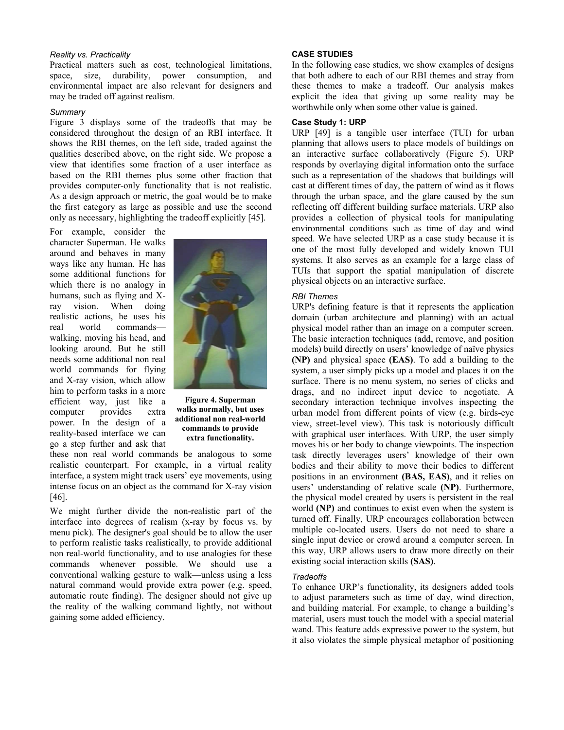### Reality vs. Practicality

Practical matters such as cost, technological limitations, space, size, durability, power consumption, and environmental impact are also relevant for designers and may be traded off against realism.

### Summary

Figure 3 displays some of the tradeoffs that may be considered throughout the design of an RBI interface. It shows the RBI themes, on the left side, traded against the qualities described above, on the right side. We propose a view that identifies some fraction of a user interface as based on the RBI themes plus some other fraction that provides computer-only functionality that is not realistic. As a design approach or metric, the goal would be to make the first category as large as possible and use the second only as necessary, highlighting the tradeoff explicitly [45].

For example, consider the character Superman. He walks around and behaves in many ways like any human. He has some additional functions for which there is no analogy in humans, such as flying and X-ray vision. When doing realistic actions, he uses his real world commands—walking, moving his head, and looking around. But he still needs some additional non real world commands for flying and X-ray vision, which allow him to perform tasks in a more efficient way, just like a computer provides extra power. In the design of a reality-based interface we can go a step further and ask that these non real world commands be analogous to some realistic counterpart. For example, in a virtual reality interface, a system might track users' eye movements, using intense focus on an object as the command for X-ray vision [46].

**Figure 4. Superman walks normally, but uses additional non real-world commands to provide extra functionality.**

We might further divide the non-realistic part of the interface into degrees of realism (x-ray by focus vs. by menu pick). The designer's goal should be to allow the user to perform realistic tasks realistically, to provide additional non real-world functionality, and to use analogies for these commands whenever possible. We should use a conventional walking gesture to walk—unless using a less natural command would provide extra power (e.g. speed, automatic route finding). The designer should not give up the reality of the walking command lightly, not without gaining some added efficiency.

## CASE STUDIES

In the following case studies, we show examples of designs that both adhere to each of our RBI themes and stray from these themes to make a tradeoff. Our analysis makes explicit the idea that giving up some reality may be worthwhile only when some other value is gained.

### Case Study 1: URP

URP [49] is a tangible user interface (TUI) for urban planning that allows users to place models of buildings on an interactive surface collaboratively (Figure 5). URP responds by overlaying digital information onto the surface such as a representation of the shadows that buildings will cast at different times of day, the pattern of wind as it flows through the urban space, and the glare caused by the sun reflecting off different building surface materials. URP also provides a collection of physical tools for manipulating environmental conditions such as time of day and wind speed. We have selected URP as a case study because it is one of the most fully developed and widely known TUI systems. It also serves as an example for a large class of TUIs that support the spatial manipulation of discrete physical objects on an interactive surface.

#### RBI Themes

URP's defining feature is that it represents the application domain (urban architecture and planning) with an actual physical model rather than an image on a computer screen. The basic interaction techniques (add, remove, and position models) build directly on users' knowledge of naïve physics **(NP)** and physical space **(EAS)**. To add a building to the system, a user simply picks up a model and places it on the surface. There is no menu system, no series of clicks and drags, and no indirect input device to negotiate. A secondary interaction technique involves inspecting the urban model from different points of view (e.g. birds-eye view, street-level view). This task is notoriously difficult with graphical user interfaces. With URP, the user simply moves his or her body to change viewpoints. The inspection task directly leverages users' knowledge of their own bodies and their ability to move their bodies to different positions in an environment **(BAS, EAS)**, and it relies on users' understanding of relative scale **(NP)**. Furthermore, the physical model created by users is persistent in the real world **(NP)** and continues to exist even when the system is turned off. Finally, URP encourages collaboration between multiple co-located users. Users do not need to share a single input device or crowd around a computer screen. In this way, URP allows users to draw more directly on their existing social interaction skills **(SAS)**.

#### Tradeoffs

To enhance URP's functionality, its designers added tools to adjust parameters such as time of day, wind direction, and building material. For example, to change a building's material, users must touch the model with a special material wand. This feature adds expressive power to the system, but it also violates the simple physical metaphor of positioning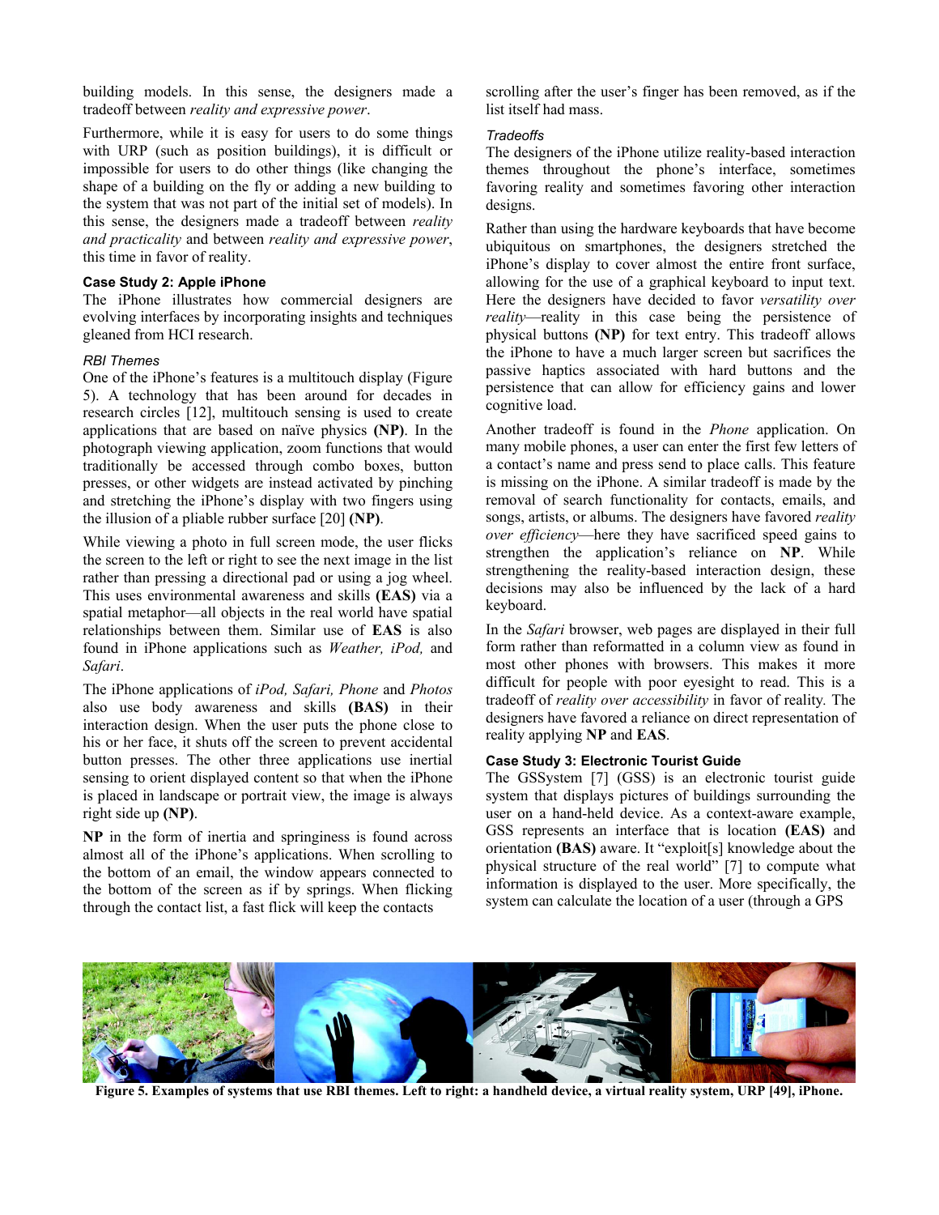building models. In this sense, the designers made a tradeoff between *reality and expressive power*.

Furthermore, while it is easy for users to do some things with URP (such as position buildings), it is difficult or impossible for users to do other things (like changing the shape of a building on the fly or adding a new building to the system that was not part of the initial set of models). In this sense, the designers made a tradeoff between *reality and practicality* and between *reality and expressive power*, this time in favor of reality.

### Case Study 2: Apple iPhone

The iPhone illustrates how commercial designers are evolving interfaces by incorporating insights and techniques gleaned from HCI research.

#### *RBI Themes*

One of the iPhone's features is a multitouch display (Figure 5). A technology that has been around for decades in research circles [12], multitouch sensing is used to create applications that are based on naïve physics **(NP)**. In the photograph viewing application, zoom functions that would traditionally be accessed through combo boxes, button presses, or other widgets are instead activated by pinching and stretching the iPhone's display with two fingers using the illusion of a pliable rubber surface [20] **(NP)**.

While viewing a photo in full screen mode, the user flicks the screen to the left or right to see the next image in the list rather than pressing a directional pad or using a jog wheel. This uses environmental awareness and skills **(EAS)** via a spatial metaphor—all objects in the real world have spatial relationships between them. Similar use of **EAS** is also found in iPhone applications such as *Weather, iPod,* and *Safari*.

The iPhone applications of *iPod, Safari, Phone* and *Photos* also use body awareness and skills **(BAS)** in their interaction design. When the user puts the phone close to his or her face, it shuts off the screen to prevent accidental button presses. The other three applications use inertial sensing to orient displayed content so that when the iPhone is placed in landscape or portrait view, the image is always right side up **(NP)**.

**NP** in the form of inertia and springiness is found across almost all of the iPhone's applications. When scrolling to the bottom of an email, the window appears connected to the bottom of the screen as if by springs. When flicking through the contact list, a fast flick will keep the contacts scrolling after the user's finger has been removed, as if the list itself had mass.

#### *Tradeoffs*

The designers of the iPhone utilize reality-based interaction themes throughout the phone's interface, sometimes favoring reality and sometimes favoring other interaction designs.

Rather than using the hardware keyboards that have become ubiquitous on smartphones, the designers stretched the iPhone's display to cover almost the entire front surface, allowing for the use of a graphical keyboard to input text. Here the designers have decided to favor *versatility over reality*—reality in this case being the persistence of physical buttons **(NP)** for text entry. This tradeoff allows the iPhone to have a much larger screen but sacrifices the passive haptics associated with hard buttons and the persistence that can allow for efficiency gains and lower cognitive load.

Another tradeoff is found in the *Phone* application. On many mobile phones, a user can enter the first few letters of a contact's name and press send to place calls. This feature is missing on the iPhone. A similar tradeoff is made by the removal of search functionality for contacts, emails, and songs, artists, or albums. The designers have favored *reality over efficiency*—here they have sacrificed speed gains to strengthen the application's reliance on **NP**. While strengthening the reality-based interaction design, these decisions may also be influenced by the lack of a hard keyboard.

In the *Safari* browser, web pages are displayed in their full form rather than reformatted in a column view as found in most other phones with browsers. This makes it more difficult for people with poor eyesight to read. This is a tradeoff of *reality over accessibility* in favor of reality. The designers have favored a reliance on direct representation of reality applying **NP** and **EAS**.

### Case Study 3: Electronic Tourist Guide

The GSSystem [7] (GSS) is an electronic tourist guide system that displays pictures of buildings surrounding the user on a hand-held device. As a context-aware example, GSS represents an interface that is location **(EAS)** and orientation **(BAS)** aware. It "exploit[s] knowledge about the physical structure of the real world" [7] to compute what information is displayed to the user. More specifically, the system can calculate the location of a user (through a GPS

**Figure 5. Examples of systems that use RBI themes. Left to right: a handheld device, a virtual reality system, URP [49], iPhone.**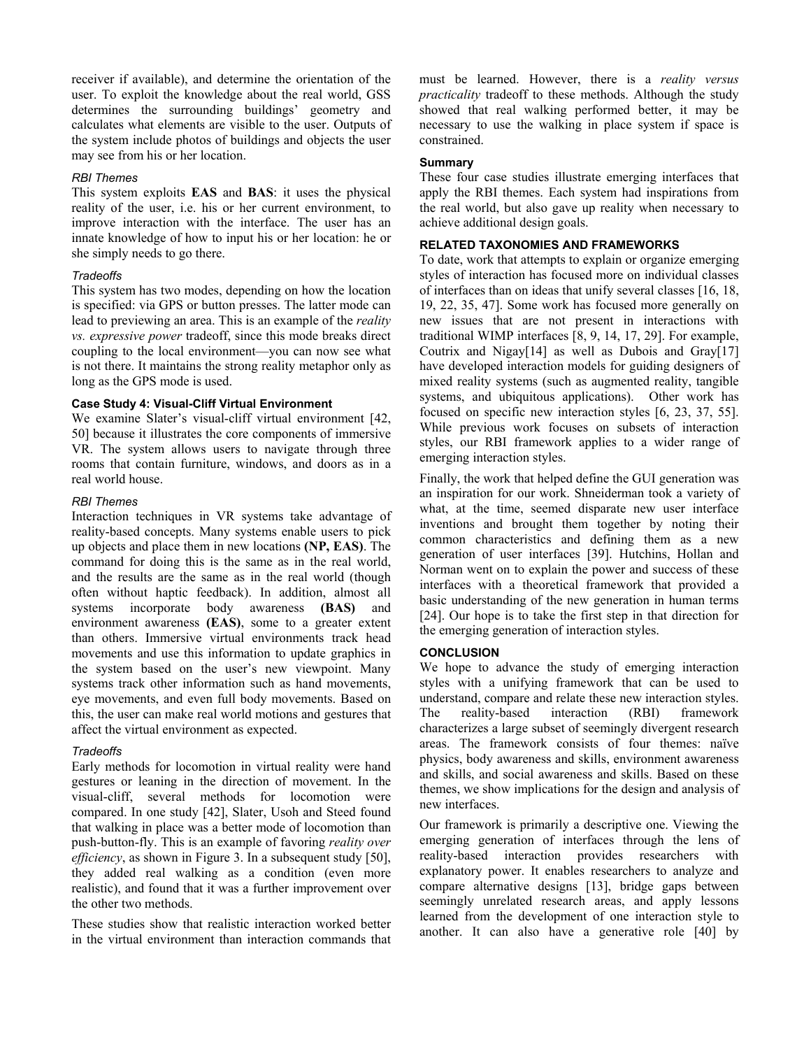receiver if available), and determine the orientation of the user. To exploit the knowledge about the real world, GSS determines the surrounding buildings' geometry and calculates what elements are visible to the user. Outputs of the system include photos of buildings and objects the user may see from his or her location.

*RBI Themes*

This system exploits **EAS** and **BAS**: it uses the physical reality of the user, i.e. his or her current environment, to improve interaction with the interface. The user has an innate knowledge of how to input his or her location: he or she simply needs to go there.

*Tradeoffs*

This system has two modes, depending on how the location is specified: via GPS or button presses. The latter mode can lead to previewing an area. This is an example of the *reality vs. expressive power* tradeoff, since this mode breaks direct coupling to the local environment—you can now see what is not there. It maintains the strong reality metaphor only as long as the GPS mode is used.

### Case Study 4: Visual-Cliff Virtual Environment

We examine Slater's visual-cliff virtual environment [42, 50] because it illustrates the core components of immersive VR. The system allows users to navigate through three rooms that contain furniture, windows, and doors as in a real world house.

*RBI Themes*

Interaction techniques in VR systems take advantage of reality-based concepts. Many systems enable users to pick up objects and place them in new locations **(NP, EAS)**. The command for doing this is the same as in the real world, and the results are the same as in the real world (though often without haptic feedback). In addition, almost all systems incorporate body awareness **(BAS)** and environment awareness **(EAS)**, some to a greater extent than others. Immersive virtual environments track head movements and use this information to update graphics in the system based on the user's new viewpoint. Many systems track other information such as hand movements, eye movements, and even full body movements. Based on this, the user can make real world motions and gestures that affect the virtual environment as expected.

*Tradeoffs*

Early methods for locomotion in virtual reality were hand gestures or leaning in the direction of movement. In the visual-cliff, several methods for locomotion were compared. In one study [42], Slater, Usoh and Steed found that walking in place was a better mode of locomotion than push-button-fly. This is an example of favoring *reality over efficiency*, as shown in Figure 3. In a subsequent study [50], they added real walking as a condition (even more realistic), and found that it was a further improvement over the other two methods.

These studies show that realistic interaction worked better in the virtual environment than interaction commands that must be learned. However, there is a *reality versus practicality* tradeoff to these methods. Although the study showed that real walking performed better, it may be necessary to use the walking in place system if space is constrained.

### Summary

These four case studies illustrate emerging interfaces that apply the RBI themes. Each system had inspirations from the real world, but also gave up reality when necessary to achieve additional design goals.

## RELATED TAXONOMIES AND FRAMEWORKS

To date, work that attempts to explain or organize emerging styles of interaction has focused more on individual classes of interfaces than on ideas that unify several classes [16, 18, 19, 22, 35, 47]. Some work has focused more generally on new issues that are not present in interactions with traditional WIMP interfaces [8, 9, 14, 17, 29]. For example, Coutrix and Nigay[14] as well as Dubois and Gray[17] have developed interaction models for guiding designers of mixed reality systems (such as augmented reality, tangible systems, and ubiquitous applications). Other work has focused on specific new interaction styles [6, 23, 37, 55]. While previous work focuses on subsets of interaction styles, our RBI framework applies to a wider range of emerging interaction styles.

Finally, the work that helped define the GUI generation was an inspiration for our work. Shneiderman took a variety of what, at the time, seemed disparate new user interface inventions and brought them together by noting their common characteristics and defining them as a new generation of user interfaces [39]. Hutchins, Hollan and Norman went on to explain the power and success of these interfaces with a theoretical framework that provided a basic understanding of the new generation in human terms [24]. Our hope is to take the first step in that direction for the emerging generation of interaction styles.

## CONCLUSION

We hope to advance the study of emerging interaction styles with a unifying framework that can be used to understand, compare and relate these new interaction styles. The reality-based interaction (RBI) framework characterizes a large subset of seemingly divergent research areas. The framework consists of four themes: naïve physics, body awareness and skills, environment awareness and skills, and social awareness and skills. Based on these themes, we show implications for the design and analysis of new interfaces.

Our framework is primarily a descriptive one. Viewing the emerging generation of interfaces through the lens of reality-based interaction provides researchers with explanatory power. It enables researchers to analyze and compare alternative designs [13], bridge gaps between seemingly unrelated research areas, and apply lessons learned from the development of one interaction style to another. It can also have a generative role [40] by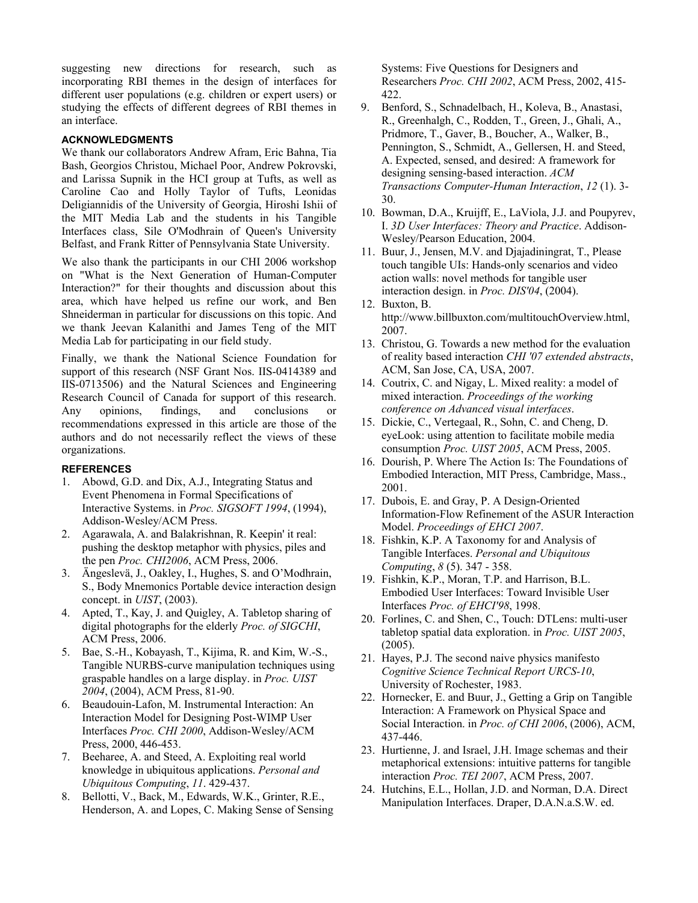suggesting new directions for research, such as incorporating RBI themes in the design of interfaces for different user populations (e.g. children or expert users) or studying the effects of different degrees of RBI themes in an interface.

## ACKNOWLEDGMENTS

We thank our collaborators Andrew Afram, Eric Bahna, Tia Bash, Georgios Christou, Michael Poor, Andrew Pokrovski, and Larissa Supnik in the HCI group at Tufts, as well as Caroline Cao and Holly Taylor of Tufts, Leonidas Deligiannidis of the University of Georgia, Hiroshi Ishii of the MIT Media Lab and the students in his Tangible Interfaces class, Sile O'Modhrain of Queen's University Belfast, and Frank Ritter of Pennsylvania State University.

We also thank the participants in our CHI 2006 workshop on "What is the Next Generation of Human-Computer Interaction?" for their thoughts and discussion about this area, which have helped us refine our work, and Ben Shneiderman in particular for discussions on this topic. And we thank Jeevan Kalanithi and James Teng of the MIT Media Lab for participating in our field study.

Finally, we thank the National Science Foundation for support of this research (NSF Grant Nos. IIS-0414389 and IIS-0713506) and the Natural Sciences and Engineering Research Council of Canada for support of this research. Any opinions, findings, and conclusions or recommendations expressed in this article are those of the authors and do not necessarily reflect the views of these organizations.

## REFERENCES

1. Abowd, G.D. and Dix, A.J., Integrating Status and Event Phenomena in Formal Specifications of Interactive Systems. in *Proc. SIGSOFT 1994*, (1994), Addison-Wesley/ACM Press.
2. Agarawala, A. and Balakrishnan, R. Keepin' it real: pushing the desktop metaphor with physics, piles and the pen *Proc. CHI2006*, ACM Press, 2006.
3. Ängeslevä, J., Oakley, I., Hughes, S. and O'Modhrain, S., Body Mnemonics Portable device interaction design concept. in *UIST*, (2003).
4. Apted, T., Kay, J. and Quigley, A. Tabletop sharing of digital photographs for the elderly *Proc. of SIGCHI*, ACM Press, 2006.
5. Bae, S.-H., Kobayash, T., Kijima, R. and Kim, W.-S., Tangible NURBS-curve manipulation techniques using graspable handles on a large display. in *Proc. UIST 2004*, (2004), ACM Press, 81-90.
6. Beaudouin-Lafon, M. Instrumental Interaction: An Interaction Model for Designing Post-WIMP User Interfaces *Proc. CHI 2000*, Addison-Wesley/ACM Press, 2000, 446-453.
7. Beeharee, A. and Steed, A. Exploiting real world knowledge in ubiquitous applications. *Personal and Ubiquitous Computing*, *11*. 429-437.
8. Bellotti, V., Back, M., Edwards, W.K., Grinter, R.E., Henderson, A. and Lopes, C. Making Sense of Sensing Systems: Five Questions for Designers and Researchers *Proc. CHI 2002*, ACM Press, 2002, 415-422.
9. Benford, S., Schnadelbach, H., Koleva, B., Anastasi, R., Greenhalgh, C., Rodden, T., Green, J., Ghali, A., Pridmore, T., Gaver, B., Boucher, A., Walker, B., Pennington, S., Schmidt, A., Gellersen, H. and Steed, A. Expected, sensed, and desired: A framework for designing sensing-based interaction. *ACM Transactions Computer-Human Interaction*, *12* (1). 3-30.
10. Bowman, D.A., Kruijff, E., LaViola, J.J. and Poupyrev, I. *3D User Interfaces: Theory and Practice*. Addison-Wesley/Pearson Education, 2004.
11. Buur, J., Jensen, M.V. and Djajadiningrat, T., Please touch tangible UIs: Hands-only scenarios and video action walls: novel methods for tangible user interaction design. in *Proc. DIS'04*, (2004).
12. Buxton, B. http://www.billbuxton.com/multitouchOverview.html, 2007.
13. Christou, G. Towards a new method for the evaluation of reality based interaction *CHI '07 extended abstracts*, ACM, San Jose, CA, USA, 2007.
14. Coutrix, C. and Nigay, L. Mixed reality: a model of mixed interaction. *Proceedings of the working conference on Advanced visual interfaces*.
15. Dickie, C., Vertegaal, R., Sohn, C. and Cheng, D. eyeLook: using attention to facilitate mobile media consumption *Proc. UIST 2005*, ACM Press, 2005.
16. Dourish, P. Where The Action Is: The Foundations of Embodied Interaction, MIT Press, Cambridge, Mass., 2001.
17. Dubois, E. and Gray, P. A Design-Oriented Information-Flow Refinement of the ASUR Interaction Model. *Proceedings of EHCI 2007*.
18. Fishkin, K.P. A Taxonomy for and Analysis of Tangible Interfaces. *Personal and Ubiquitous Computing*, *8* (5). 347 - 358.
19. Fishkin, K.P., Moran, T.P. and Harrison, B.L. Embodied User Interfaces: Toward Invisible User Interfaces *Proc. of EHCI'98*, 1998.
20. Forlines, C. and Shen, C., Touch: DTLens: multi-user tabletop spatial data exploration. in *Proc. UIST 2005*, (2005).
21. Hayes, P.J. The second naive physics manifesto *Cognitive Science Technical Report URCS-10*, University of Rochester, 1983.
22. Hornecker, E. and Buur, J., Getting a Grip on Tangible Interaction: A Framework on Physical Space and Social Interaction. in *Proc. of CHI 2006*, (2006), ACM, 437-446.
23. Hurtienne, J. and Israel, J.H. Image schemas and their metaphorical extensions: intuitive patterns for tangible interaction *Proc. TEI 2007*, ACM Press, 2007.
24. Hutchins, E.L., Hollan, J.D. and Norman, D.A. Direct Manipulation Interfaces. Draper, D.A.N.a.S.W. ed.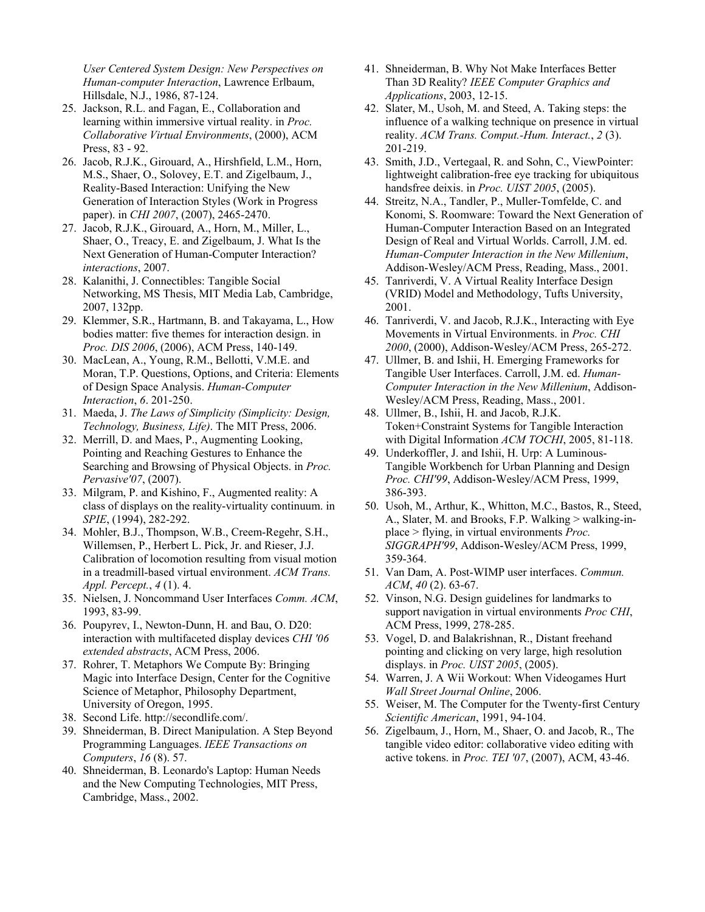*User Centered System Design: New Perspectives on Human-computer Interaction*, Lawrence Erlbaum, Hillsdale, N.J., 1986, 87-124.

25. Jackson, R.L. and Fagan, E., Collaboration and learning within immersive virtual reality. in *Proc. Collaborative Virtual Environments*, (2000), ACM Press, 83 - 92.
26. Jacob, R.J.K., Girouard, A., Hirshfield, L.M., Horn, M.S., Shaer, O., Solovey, E.T. and Zigelbaum, J., Reality-Based Interaction: Unifying the New Generation of Interaction Styles (Work in Progress paper). in *CHI 2007*, (2007), 2465-2470.
27. Jacob, R.J.K., Girouard, A., Horn, M., Miller, L., Shaer, O., Treacy, E. and Zigelbaum, J. What Is the Next Generation of Human-Computer Interaction? *interactions*, 2007.
28. Kalanithi, J. Connectibles: Tangible Social Networking, MS Thesis, MIT Media Lab, Cambridge, 2007, 132pp.
29. Klemmer, S.R., Hartmann, B. and Takayama, L., How bodies matter: five themes for interaction design. in *Proc. DIS 2006*, (2006), ACM Press, 140-149.
30. MacLean, A., Young, R.M., Bellotti, V.M.E. and Moran, T.P. Questions, Options, and Criteria: Elements of Design Space Analysis. *Human-Computer Interaction*, *6*. 201-250.
31. Maeda, J. *The Laws of Simplicity (Simplicity: Design, Technology, Business, Life)*. The MIT Press, 2006.
32. Merrill, D. and Maes, P., Augmenting Looking, Pointing and Reaching Gestures to Enhance the Searching and Browsing of Physical Objects. in *Proc. Pervasive'07*, (2007).
33. Milgram, P. and Kishino, F., Augmented reality: A class of displays on the reality-virtuality continuum. in *SPIE*, (1994), 282-292.
34. Mohler, B.J., Thompson, W.B., Creem-Regehr, S.H., Willemsen, P., Herbert L. Pick, Jr. and Rieser, J.J. Calibration of locomotion resulting from visual motion in a treadmill-based virtual environment. *ACM Trans. Appl. Percept.*, *4* (1). 4.
35. Nielsen, J. Noncommand User Interfaces *Comm. ACM*, 1993, 83-99.
36. Poupyrev, I., Newton-Dunn, H. and Bau, O. D20: interaction with multifaceted display devices *CHI '06 extended abstracts*, ACM Press, 2006.
37. Rohrer, T. Metaphors We Compute By: Bringing Magic into Interface Design, Center for the Cognitive Science of Metaphor, Philosophy Department, University of Oregon, 1995.
38. Second Life. http://secondlife.com/.
39. Shneiderman, B. Direct Manipulation. A Step Beyond Programming Languages. *IEEE Transactions on Computers*, *16* (8). 57.
40. Shneiderman, B. Leonardo's Laptop: Human Needs and the New Computing Technologies, MIT Press, Cambridge, Mass., 2002.
41. Shneiderman, B. Why Not Make Interfaces Better Than 3D Reality? *IEEE Computer Graphics and Applications*, 2003, 12-15.
42. Slater, M., Usoh, M. and Steed, A. Taking steps: the influence of a walking technique on presence in virtual reality. *ACM Trans. Comput.-Hum. Interact.*, *2* (3). 201-219.
43. Smith, J.D., Vertegaal, R. and Sohn, C., ViewPointer: lightweight calibration-free eye tracking for ubiquitous handsfree deixis. in *Proc. UIST 2005*, (2005).
44. Streitz, N.A., Tandler, P., Muller-Tomfelde, C. and Konomi, S. Roomware: Toward the Next Generation of Human-Computer Interaction Based on an Integrated Design of Real and Virtual Worlds. Carroll, J.M. ed. *Human-Computer Interaction in the New Millenium*, Addison-Wesley/ACM Press, Reading, Mass., 2001.
45. Tanriverdi, V. A Virtual Reality Interface Design (VRID) Model and Methodology, Tufts University, 2001.
46. Tanriverdi, V. and Jacob, R.J.K., Interacting with Eye Movements in Virtual Environments. in *Proc. CHI 2000*, (2000), Addison-Wesley/ACM Press, 265-272.
47. Ullmer, B. and Ishii, H. Emerging Frameworks for Tangible User Interfaces. Carroll, J.M. ed. *Human-Computer Interaction in the New Millenium*, Addison-Wesley/ACM Press, Reading, Mass., 2001.
48. Ullmer, B., Ishii, H. and Jacob, R.J.K. Token+Constraint Systems for Tangible Interaction with Digital Information *ACM TOCHI*, 2005, 81-118.
49. Underkoffler, J. and Ishii, H. Urp: A Luminous-Tangible Workbench for Urban Planning and Design *Proc. CHI'99*, Addison-Wesley/ACM Press, 1999, 386-393.
50. Usoh, M., Arthur, K., Whitton, M.C., Bastos, R., Steed, A., Slater, M. and Brooks, F.P. Walking > walking-in-place > flying, in virtual environments *Proc. SIGGRAPH'99*, Addison-Wesley/ACM Press, 1999, 359-364.
51. Van Dam, A. Post-WIMP user interfaces. *Commun. ACM*, *40* (2). 63-67.
52. Vinson, N.G. Design guidelines for landmarks to support navigation in virtual environments *Proc CHI*, ACM Press, 1999, 278-285.
53. Vogel, D. and Balakrishnan, R., Distant freehand pointing and clicking on very large, high resolution displays. in *Proc. UIST 2005*, (2005).
54. Warren, J. A Wii Workout: When Videogames Hurt *Wall Street Journal Online*, 2006.
55. Weiser, M. The Computer for the Twenty-first Century *Scientific American*, 1991, 94-104.
56. Zigelbaum, J., Horn, M., Shaer, O. and Jacob, R., The tangible video editor: collaborative video editing with active tokens. in *Proc. TEI '07*, (2007), ACM, 43-46.